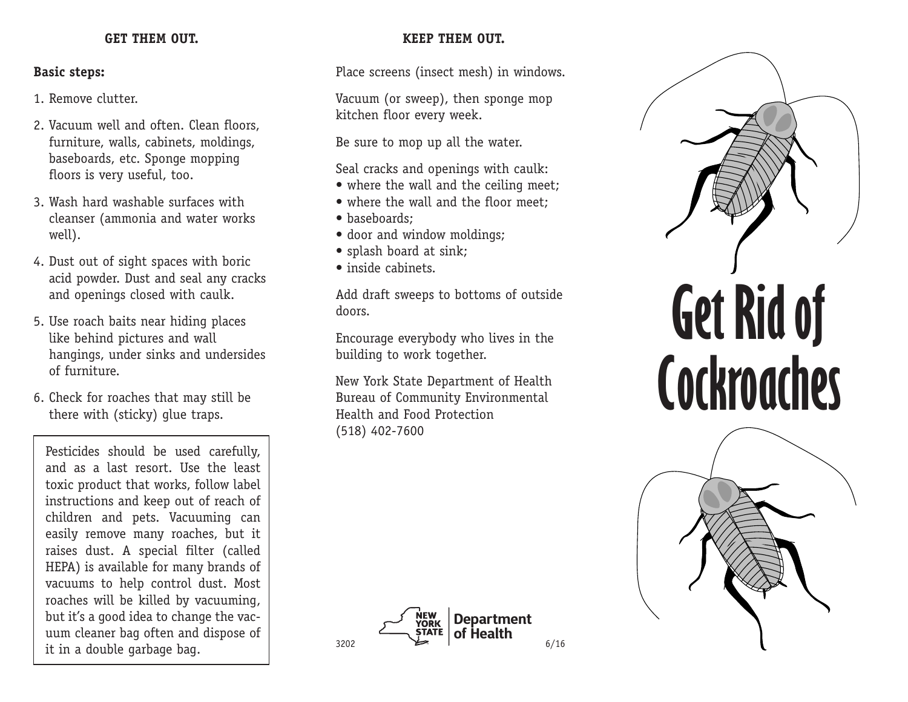## GET THEM OUT.

**Basic steps:**

1. Remove clutter.
2. Vacuum well and often. Clean floors, furniture, walls, cabinets, moldings, baseboards, etc. Sponge mopping floors is very useful, too.
3. Wash hard washable surfaces with cleanser (ammonia and water works well).
4. Dust out of sight spaces with boric acid powder. Dust and seal any cracks and openings closed with caulk.
5. Use roach baits near hiding places like behind pictures and wall hangings, under sinks and undersides of furniture.
6. Check for roaches that may still be there with (sticky) glue traps.

> Pesticides should be used carefully, and as a last resort. Use the least toxic product that works, follow label instructions and keep out of reach of children and pets. Vacuuming can easily remove many roaches, but it raises dust. A special filter (called HEPA) is available for many brands of vacuums to help control dust. Most roaches will be killed by vacuuming, but it's a good idea to change the vacuum cleaner bag often and dispose of it in a double garbage bag.

## KEEP THEM OUT.

Place screens (insect mesh) in windows.

Vacuum (or sweep), then sponge mop kitchen floor every week.

Be sure to mop up all the water.

Seal cracks and openings with caulk:

- where the wall and the ceiling meet;
- where the wall and the floor meet;
- baseboards;
- door and window moldings;
- splash board at sink;
- inside cabinets.

Add draft sweeps to bottoms of outside doors.

Encourage everybody who lives in the building to work together.

New York State Department of Health
Bureau of Community Environmental Health and Food Protection
(518) 402-7600

NEW YORK STATE | Department of Health

3202 6/16

# Get Rid of Cockroaches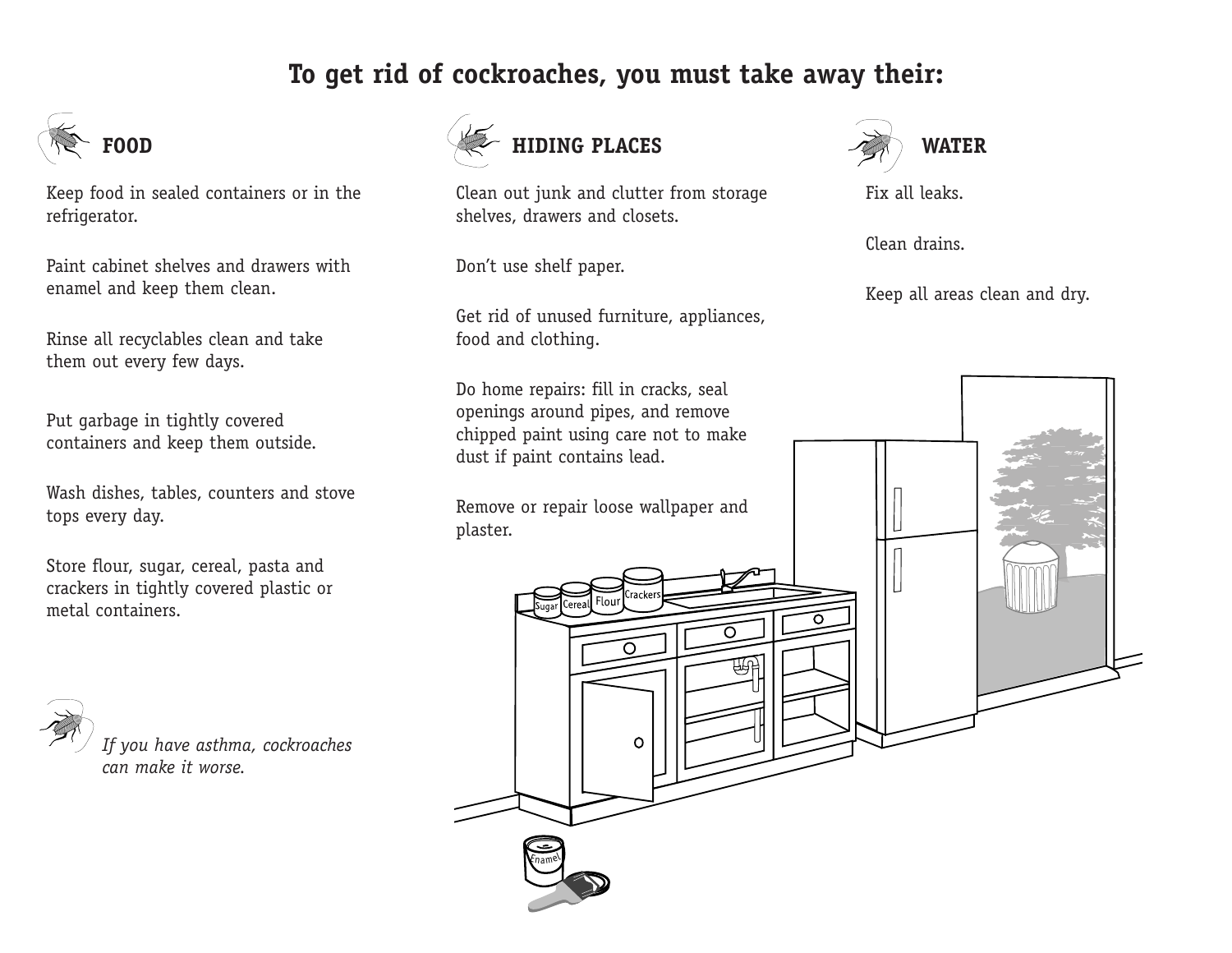# To get rid of cockroaches, you must take away their:

## FOOD

Keep food in sealed containers or in the refrigerator.

Paint cabinet shelves and drawers with enamel and keep them clean.

Rinse all recyclables clean and take them out every few days.

Put garbage in tightly covered containers and keep them outside.

Wash dishes, tables, counters and stove tops every day.

Store flour, sugar, cereal, pasta and crackers in tightly covered plastic or metal containers.

*If you have asthma, cockroaches can make it worse.*

## HIDING PLACES

Clean out junk and clutter from storage shelves, drawers and closets.

Don't use shelf paper.

Get rid of unused furniture, appliances, food and clothing.

Do home repairs: fill in cracks, seal openings around pipes, and remove chipped paint using care not to make dust if paint contains lead.

Remove or repair loose wallpaper and plaster.

## WATER

Fix all leaks.

Clean drains.

Keep all areas clean and dry.